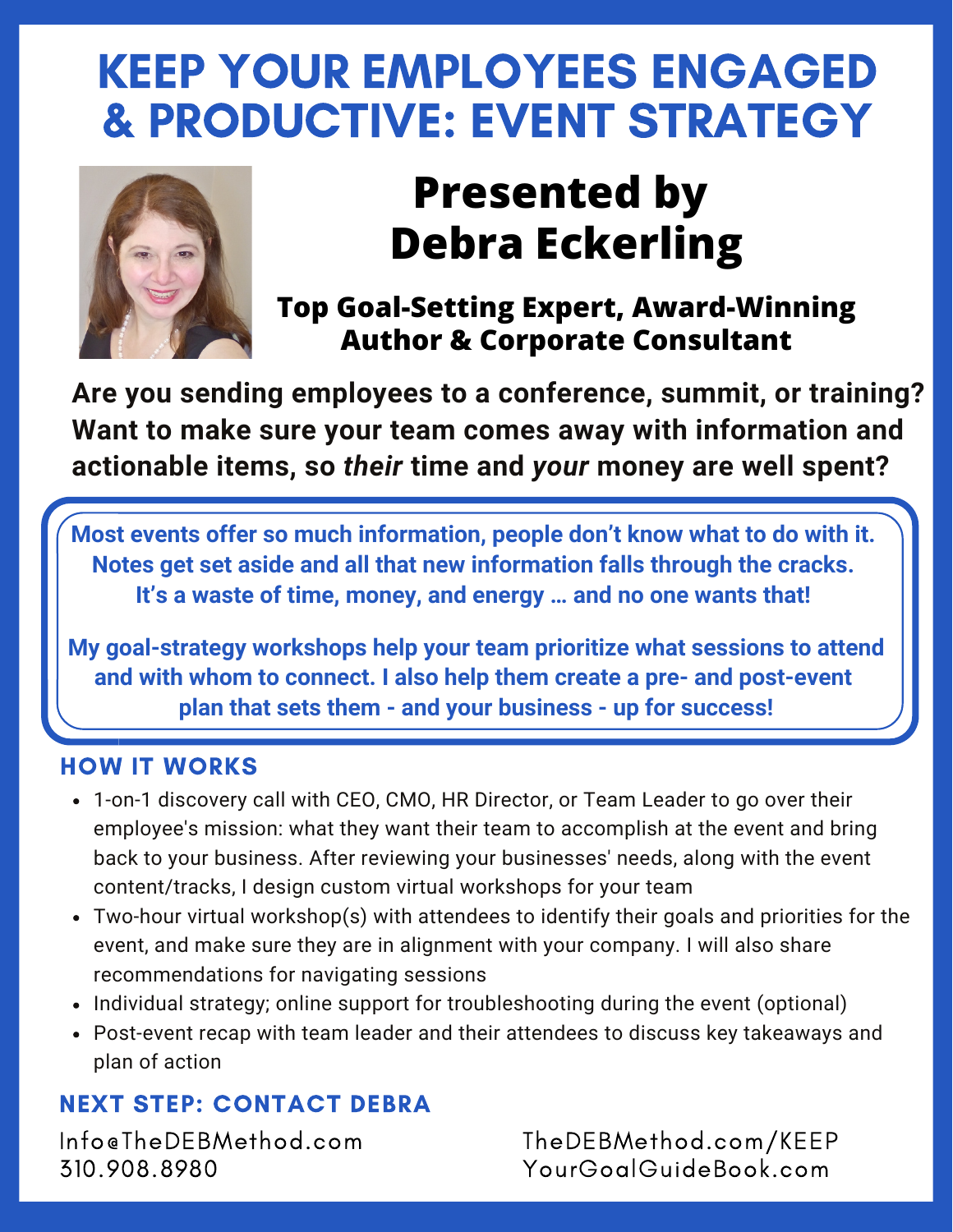# KEEP YOUR EMPLOYEES ENGAGED & PRODUCTIVE: EVENT STRATEGY

## Presented by Debra Eckerling

**Top Goal-Setting Expert, Award-Winning Author & Corporate Consultant**

**Are you sending employees to a conference, summit, or training? Want to make sure your team comes away with information and actionable items, so *their* time and *your* money are well spent?**

**Most events offer so much information, people don't know what to do with it. Notes get set aside and all that new information falls through the cracks. It's a waste of time, money, and energy … and no one wants that!**

**My goal-strategy workshops help your team prioritize what sessions to attend and with whom to connect. I also help them create a pre- and post-event plan that sets them - and your business - up for success!**

### HOW IT WORKS

- 1-on-1 discovery call with CEO, CMO, HR Director, or Team Leader to go over their employee's mission: what they want their team to accomplish at the event and bring back to your business. After reviewing your businesses' needs, along with the event content/tracks, I design custom virtual workshops for your team
- Two-hour virtual workshop(s) with attendees to identify their goals and priorities for the event, and make sure they are in alignment with your company. I will also share recommendations for navigating sessions
- Individual strategy; online support for troubleshooting during the event (optional)
- Post-event recap with team leader and their attendees to discuss key takeaways and plan of action

### NEXT STEP: CONTACT DEBRA

Info@TheDEBMethod.com
310.908.8980

TheDEBMethod.com/KEEP
YourGoalGuideBook.com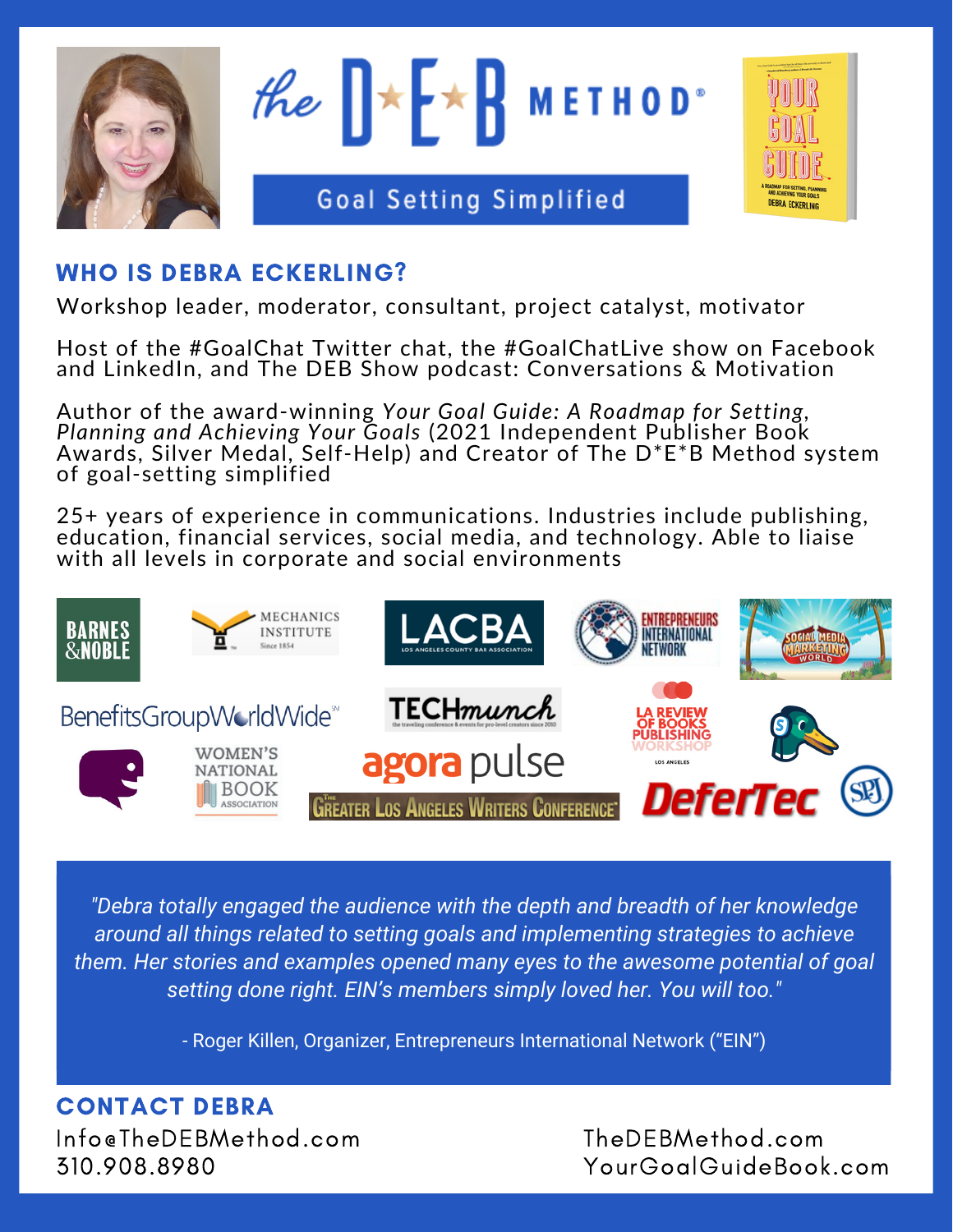# the D★E★B METHOD®

Goal Setting Simplified

## WHO IS DEBRA ECKERLING?

Workshop leader, moderator, consultant, project catalyst, motivator

Host of the #GoalChat Twitter chat, the #GoalChatLive show on Facebook and LinkedIn, and The DEB Show podcast: Conversations & Motivation

Author of the award-winning *Your Goal Guide: A Roadmap for Setting, Planning and Achieving Your Goals* (2021 Independent Publisher Book Awards, Silver Medal, Self-Help) and Creator of The D*E*B Method system of goal-setting simplified

25+ years of experience in communications. Industries include publishing, education, financial services, social media, and technology. Able to liaise with all levels in corporate and social environments

BARNES & NOBLE
MECHANICS INSTITUTE Since 1854
LACBA LOS ANGELES COUNTY BAR ASSOCIATION
ENTREPRENEURS INTERNATIONAL NETWORK
SOCIAL MEDIA MARKETING WORLD
BenefitsGroupWorldWide℠
TECHmunch
LA REVIEW OF BOOKS PUBLISHING WORKSHOP LOS ANGELES
WOMEN'S NATIONAL BOOK ASSOCIATION
agora pulse
THE GREATER LOS ANGELES WRITERS CONFERENCE
DeferTec
SPJ

*"Debra totally engaged the audience with the depth and breadth of her knowledge around all things related to setting goals and implementing strategies to achieve them. Her stories and examples opened many eyes to the awesome potential of goal setting done right. EIN's members simply loved her. You will too."*

\- Roger Killen, Organizer, Entrepreneurs International Network ("EIN")

## CONTACT DEBRA

Info@TheDEBMethod.com
310.908.8980

TheDEBMethod.com
YourGoalGuideBook.com